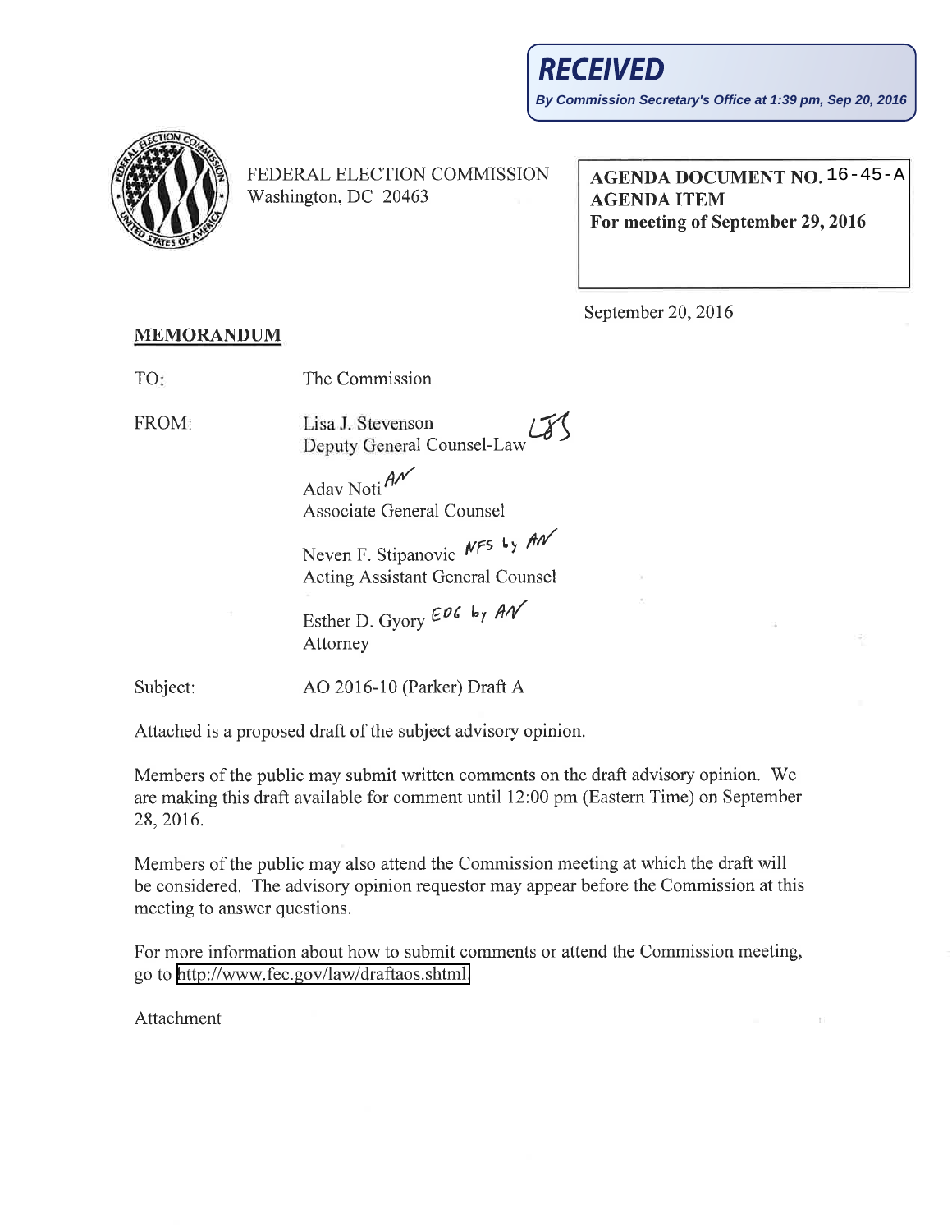**RECEIVED**

**By Commission Secretary's Office at 1:39 pm, Sep 20, 2016**

FEDERAL ELECTION COMMISSION
Washington, DC 20463

**AGENDA DOCUMENT NO. 16-45-A**
**AGENDA ITEM**
**For meeting of September 29, 2016**

September 20, 2016

**MEMORANDUM**

TO: The Commission

FROM: Lisa J. Stevenson LJS
Deputy General Counsel-Law

Adav Noti AN
Associate General Counsel

Neven F. Stipanovic NFS by AN
Acting Assistant General Counsel

Esther D. Gyory EDG by AN
Attorney

Subject: AO 2016-10 (Parker) Draft A

Attached is a proposed draft of the subject advisory opinion.

Members of the public may submit written comments on the draft advisory opinion. We are making this draft available for comment until 12:00 pm (Eastern Time) on September 28, 2016.

Members of the public may also attend the Commission meeting at which the draft will be considered. The advisory opinion requestor may appear before the Commission at this meeting to answer questions.

For more information about how to submit comments or attend the Commission meeting, go to http://www.fec.gov/law/draftaos.shtml

Attachment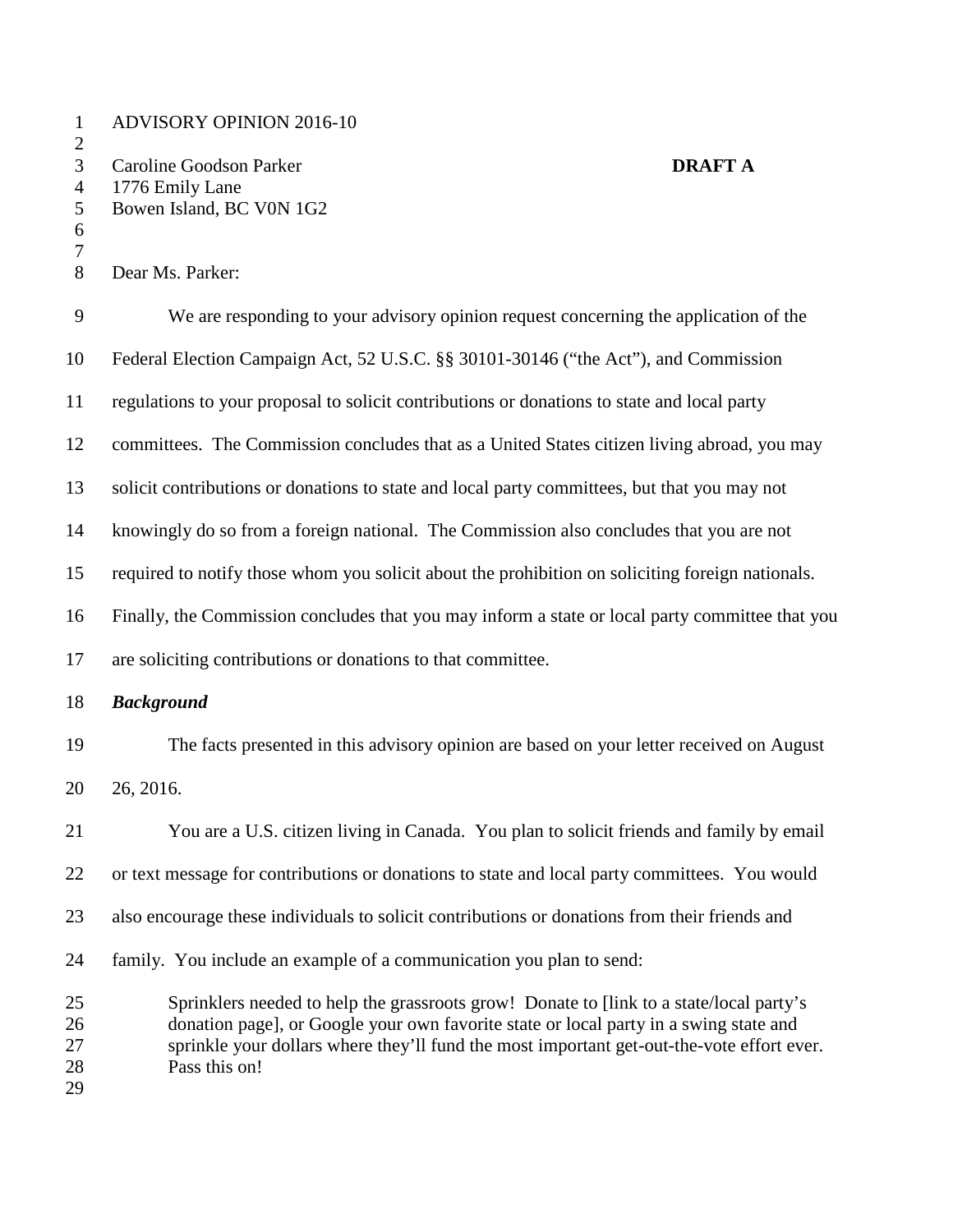ADVISORY OPINION 2016-10

Caroline Goodson Parker **DRAFT A**
1776 Emily Lane
Bowen Island, BC V0N 1G2

Dear Ms. Parker:

We are responding to your advisory opinion request concerning the application of the Federal Election Campaign Act, 52 U.S.C. §§ 30101-30146 ("the Act"), and Commission regulations to your proposal to solicit contributions or donations to state and local party committees. The Commission concludes that as a United States citizen living abroad, you may solicit contributions or donations to state and local party committees, but that you may not knowingly do so from a foreign national. The Commission also concludes that you are not required to notify those whom you solicit about the prohibition on soliciting foreign nationals. Finally, the Commission concludes that you may inform a state or local party committee that you are soliciting contributions or donations to that committee.

***Background***

The facts presented in this advisory opinion are based on your letter received on August 26, 2016.

You are a U.S. citizen living in Canada. You plan to solicit friends and family by email or text message for contributions or donations to state and local party committees. You would also encourage these individuals to solicit contributions or donations from their friends and family. You include an example of a communication you plan to send:

> Sprinklers needed to help the grassroots grow! Donate to [link to a state/local party's donation page], or Google your own favorite state or local party in a swing state and sprinkle your dollars where they'll fund the most important get-out-the-vote effort ever. Pass this on!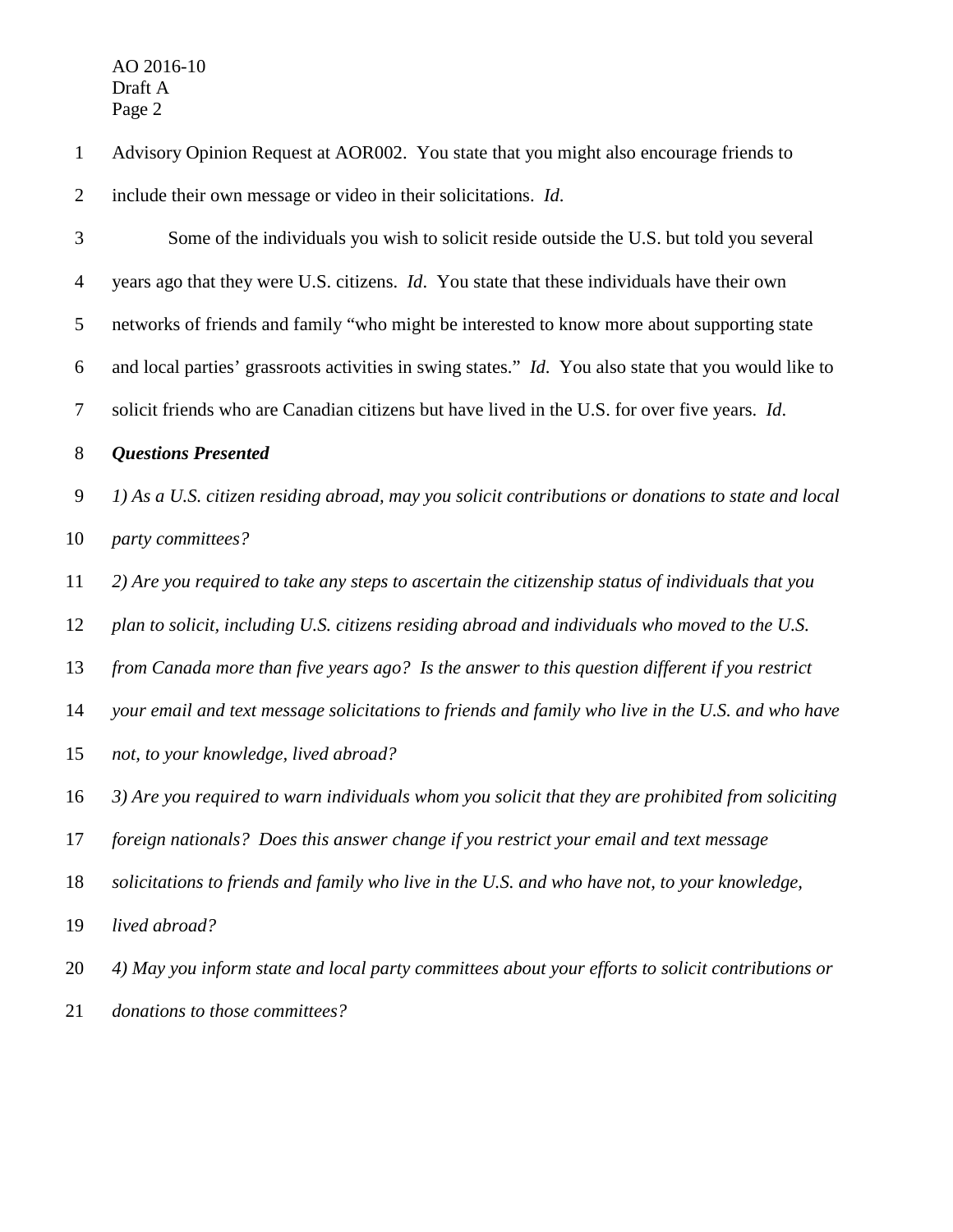Advisory Opinion Request at AOR002. You state that you might also encourage friends to include their own message or video in their solicitations. *Id*.

Some of the individuals you wish to solicit reside outside the U.S. but told you several years ago that they were U.S. citizens. *Id*. You state that these individuals have their own networks of friends and family "who might be interested to know more about supporting state and local parties' grassroots activities in swing states." *Id*. You also state that you would like to solicit friends who are Canadian citizens but have lived in the U.S. for over five years. *Id*.

***Questions Presented***

*1) As a U.S. citizen residing abroad, may you solicit contributions or donations to state and local party committees?*

*2) Are you required to take any steps to ascertain the citizenship status of individuals that you plan to solicit, including U.S. citizens residing abroad and individuals who moved to the U.S. from Canada more than five years ago? Is the answer to this question different if you restrict your email and text message solicitations to friends and family who live in the U.S. and who have not, to your knowledge, lived abroad?*

*3) Are you required to warn individuals whom you solicit that they are prohibited from soliciting foreign nationals? Does this answer change if you restrict your email and text message solicitations to friends and family who live in the U.S. and who have not, to your knowledge, lived abroad?*

*4) May you inform state and local party committees about your efforts to solicit contributions or donations to those committees?*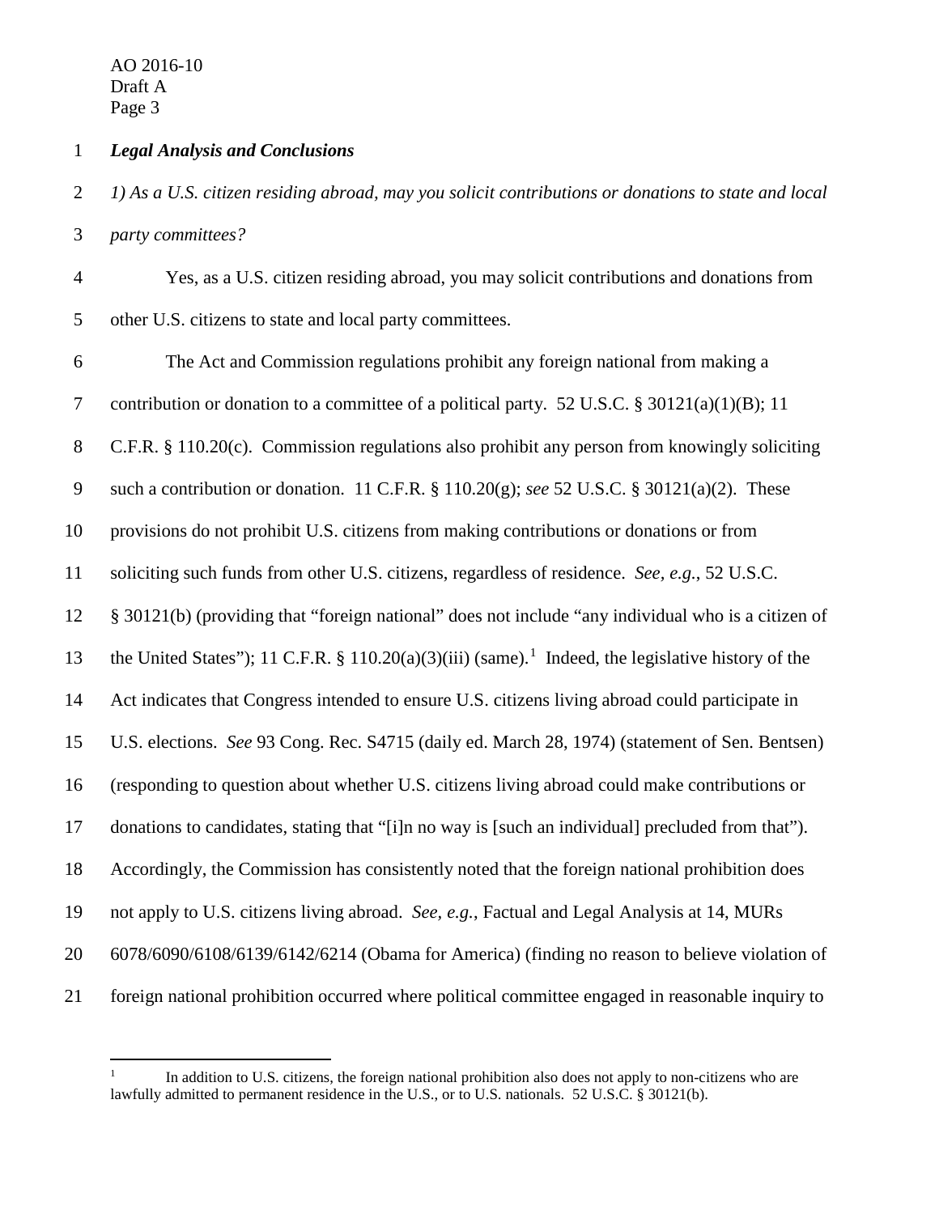***Legal Analysis and Conclusions***

*1) As a U.S. citizen residing abroad, may you solicit contributions or donations to state and local party committees?*

Yes, as a U.S. citizen residing abroad, you may solicit contributions and donations from other U.S. citizens to state and local party committees.

The Act and Commission regulations prohibit any foreign national from making a contribution or donation to a committee of a political party. 52 U.S.C. § 30121(a)(1)(B); 11 C.F.R. § 110.20(c). Commission regulations also prohibit any person from knowingly soliciting such a contribution or donation. 11 C.F.R. § 110.20(g); *see* 52 U.S.C. § 30121(a)(2). These provisions do not prohibit U.S. citizens from making contributions or donations or from soliciting such funds from other U.S. citizens, regardless of residence. *See, e.g.*, 52 U.S.C. § 30121(b) (providing that "foreign national" does not include "any individual who is a citizen of the United States"); 11 C.F.R. § 110.20(a)(3)(iii) (same).[1] Indeed, the legislative history of the Act indicates that Congress intended to ensure U.S. citizens living abroad could participate in U.S. elections. *See* 93 Cong. Rec. S4715 (daily ed. March 28, 1974) (statement of Sen. Bentsen) (responding to question about whether U.S. citizens living abroad could make contributions or donations to candidates, stating that "[i]n no way is [such an individual] precluded from that"). Accordingly, the Commission has consistently noted that the foreign national prohibition does not apply to U.S. citizens living abroad. *See, e.g.*, Factual and Legal Analysis at 14, MURs 6078/6090/6108/6139/6142/6214 (Obama for America) (finding no reason to believe violation of foreign national prohibition occurred where political committee engaged in reasonable inquiry to

---

[1] In addition to U.S. citizens, the foreign national prohibition also does not apply to non-citizens who are lawfully admitted to permanent residence in the U.S., or to U.S. nationals. 52 U.S.C. § 30121(b).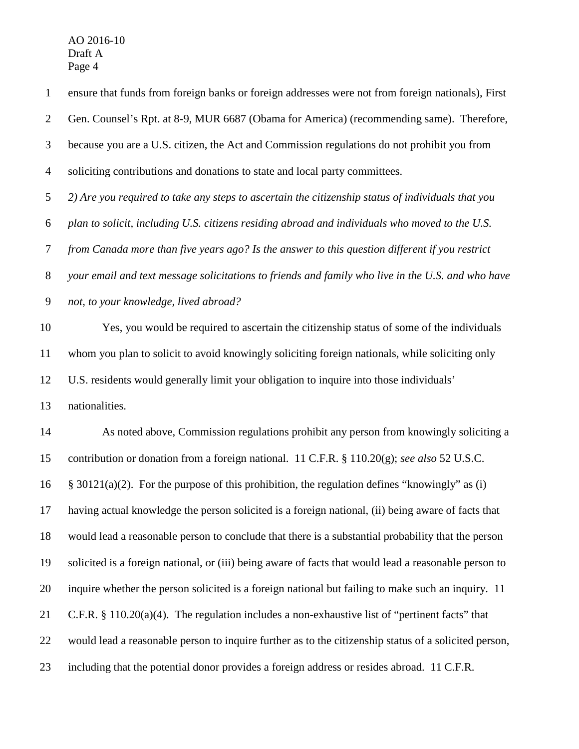ensure that funds from foreign banks or foreign addresses were not from foreign nationals), First Gen. Counsel's Rpt. at 8-9, MUR 6687 (Obama for America) (recommending same). Therefore, because you are a U.S. citizen, the Act and Commission regulations do not prohibit you from soliciting contributions and donations to state and local party committees.

*2) Are you required to take any steps to ascertain the citizenship status of individuals that you plan to solicit, including U.S. citizens residing abroad and individuals who moved to the U.S. from Canada more than five years ago? Is the answer to this question different if you restrict your email and text message solicitations to friends and family who live in the U.S. and who have not, to your knowledge, lived abroad?*

Yes, you would be required to ascertain the citizenship status of some of the individuals whom you plan to solicit to avoid knowingly soliciting foreign nationals, while soliciting only U.S. residents would generally limit your obligation to inquire into those individuals' nationalities.

As noted above, Commission regulations prohibit any person from knowingly soliciting a contribution or donation from a foreign national. 11 C.F.R. § 110.20(g); *see also* 52 U.S.C. § 30121(a)(2). For the purpose of this prohibition, the regulation defines "knowingly" as (i) having actual knowledge the person solicited is a foreign national, (ii) being aware of facts that would lead a reasonable person to conclude that there is a substantial probability that the person solicited is a foreign national, or (iii) being aware of facts that would lead a reasonable person to inquire whether the person solicited is a foreign national but failing to make such an inquiry. 11 C.F.R. § 110.20(a)(4). The regulation includes a non-exhaustive list of "pertinent facts" that would lead a reasonable person to inquire further as to the citizenship status of a solicited person, including that the potential donor provides a foreign address or resides abroad. 11 C.F.R.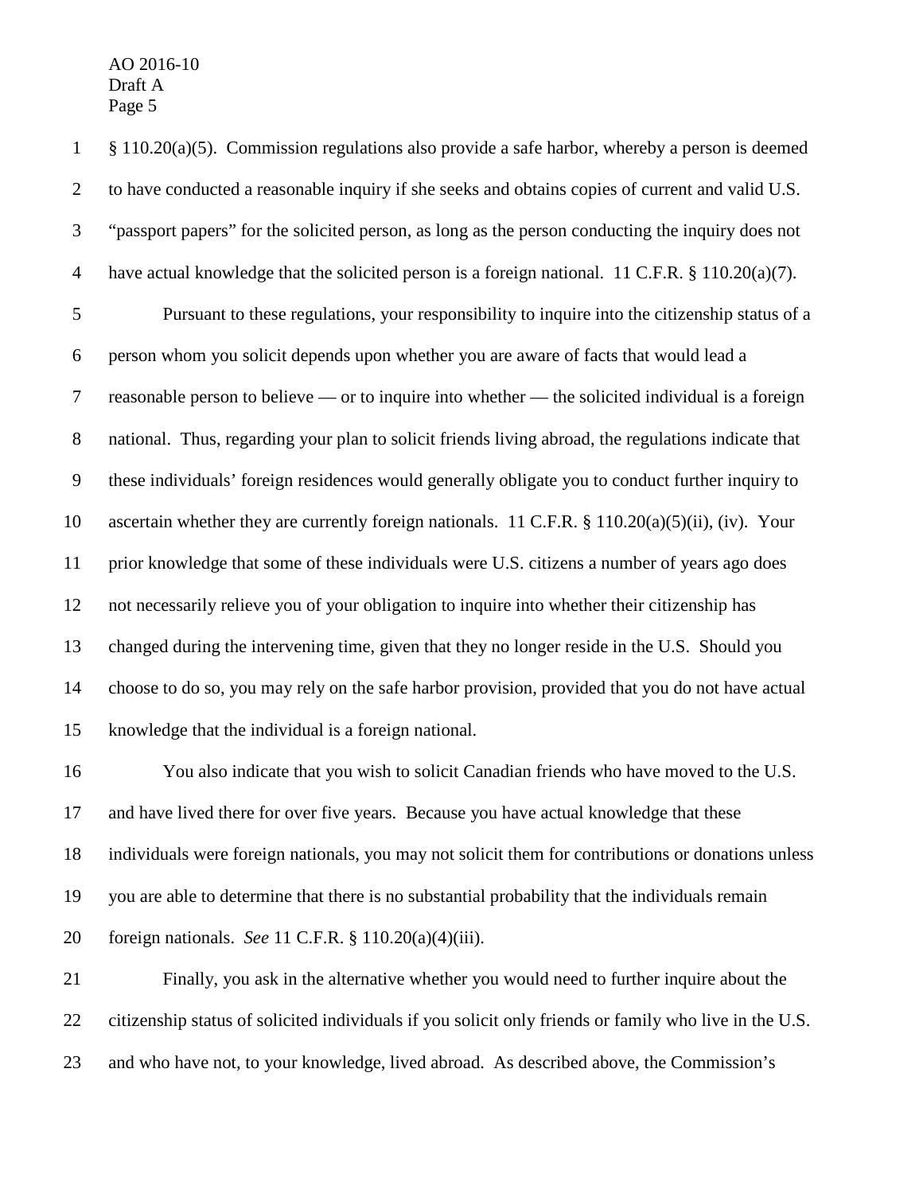§ 110.20(a)(5). Commission regulations also provide a safe harbor, whereby a person is deemed to have conducted a reasonable inquiry if she seeks and obtains copies of current and valid U.S. "passport papers" for the solicited person, as long as the person conducting the inquiry does not have actual knowledge that the solicited person is a foreign national. 11 C.F.R. § 110.20(a)(7).

Pursuant to these regulations, your responsibility to inquire into the citizenship status of a person whom you solicit depends upon whether you are aware of facts that would lead a reasonable person to believe — or to inquire into whether — the solicited individual is a foreign national. Thus, regarding your plan to solicit friends living abroad, the regulations indicate that these individuals' foreign residences would generally obligate you to conduct further inquiry to ascertain whether they are currently foreign nationals. 11 C.F.R. § 110.20(a)(5)(ii), (iv). Your prior knowledge that some of these individuals were U.S. citizens a number of years ago does not necessarily relieve you of your obligation to inquire into whether their citizenship has changed during the intervening time, given that they no longer reside in the U.S. Should you choose to do so, you may rely on the safe harbor provision, provided that you do not have actual knowledge that the individual is a foreign national.

You also indicate that you wish to solicit Canadian friends who have moved to the U.S. and have lived there for over five years. Because you have actual knowledge that these individuals were foreign nationals, you may not solicit them for contributions or donations unless you are able to determine that there is no substantial probability that the individuals remain foreign nationals. *See* 11 C.F.R. § 110.20(a)(4)(iii).

Finally, you ask in the alternative whether you would need to further inquire about the citizenship status of solicited individuals if you solicit only friends or family who live in the U.S. and who have not, to your knowledge, lived abroad. As described above, the Commission's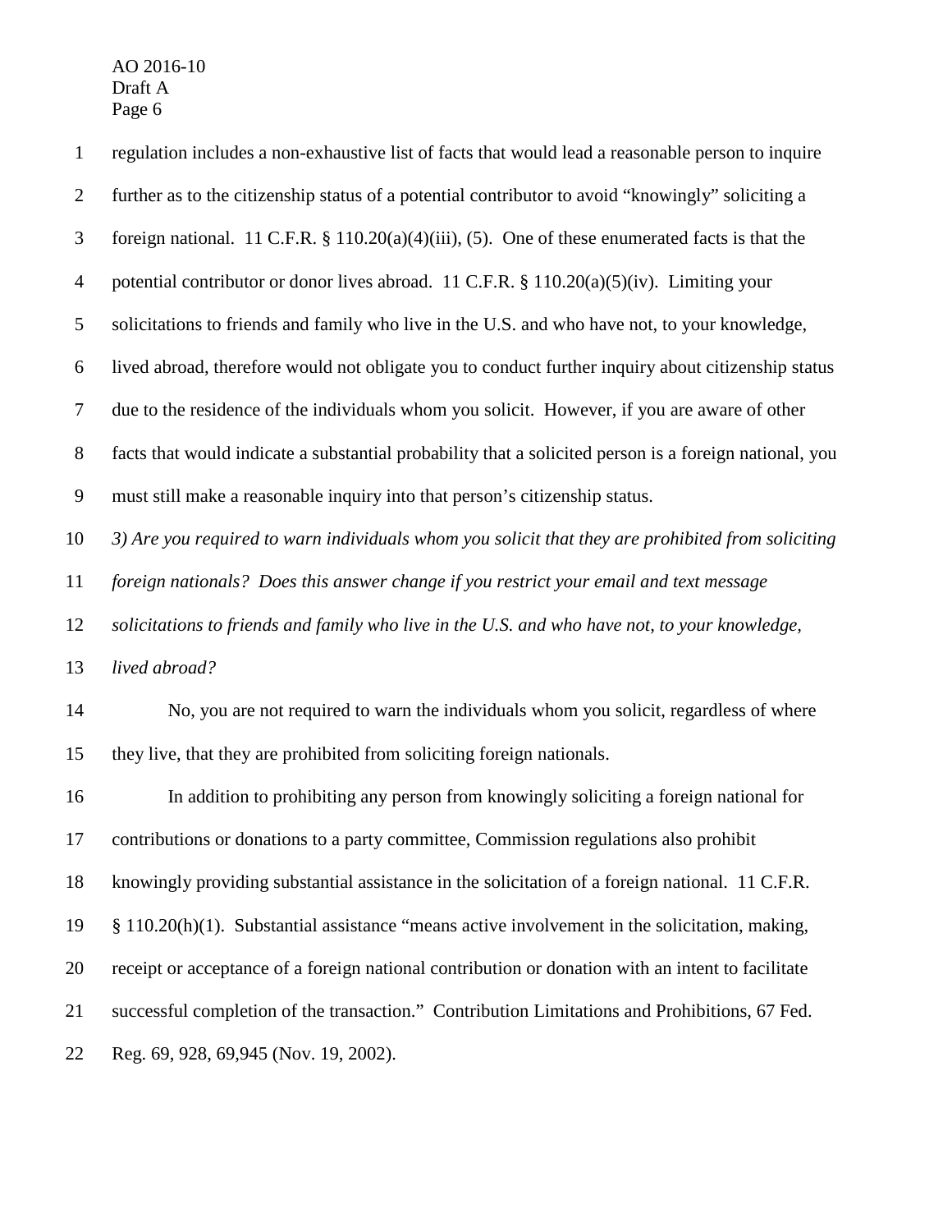regulation includes a non-exhaustive list of facts that would lead a reasonable person to inquire further as to the citizenship status of a potential contributor to avoid "knowingly" soliciting a foreign national. 11 C.F.R. § 110.20(a)(4)(iii), (5). One of these enumerated facts is that the potential contributor or donor lives abroad. 11 C.F.R. § 110.20(a)(5)(iv). Limiting your solicitations to friends and family who live in the U.S. and who have not, to your knowledge, lived abroad, therefore would not obligate you to conduct further inquiry about citizenship status due to the residence of the individuals whom you solicit. However, if you are aware of other facts that would indicate a substantial probability that a solicited person is a foreign national, you must still make a reasonable inquiry into that person's citizenship status.

*3) Are you required to warn individuals whom you solicit that they are prohibited from soliciting foreign nationals? Does this answer change if you restrict your email and text message solicitations to friends and family who live in the U.S. and who have not, to your knowledge, lived abroad?*

No, you are not required to warn the individuals whom you solicit, regardless of where they live, that they are prohibited from soliciting foreign nationals.

In addition to prohibiting any person from knowingly soliciting a foreign national for contributions or donations to a party committee, Commission regulations also prohibit knowingly providing substantial assistance in the solicitation of a foreign national. 11 C.F.R. § 110.20(h)(1). Substantial assistance "means active involvement in the solicitation, making, receipt or acceptance of a foreign national contribution or donation with an intent to facilitate successful completion of the transaction." Contribution Limitations and Prohibitions, 67 Fed. Reg. 69, 928, 69,945 (Nov. 19, 2002).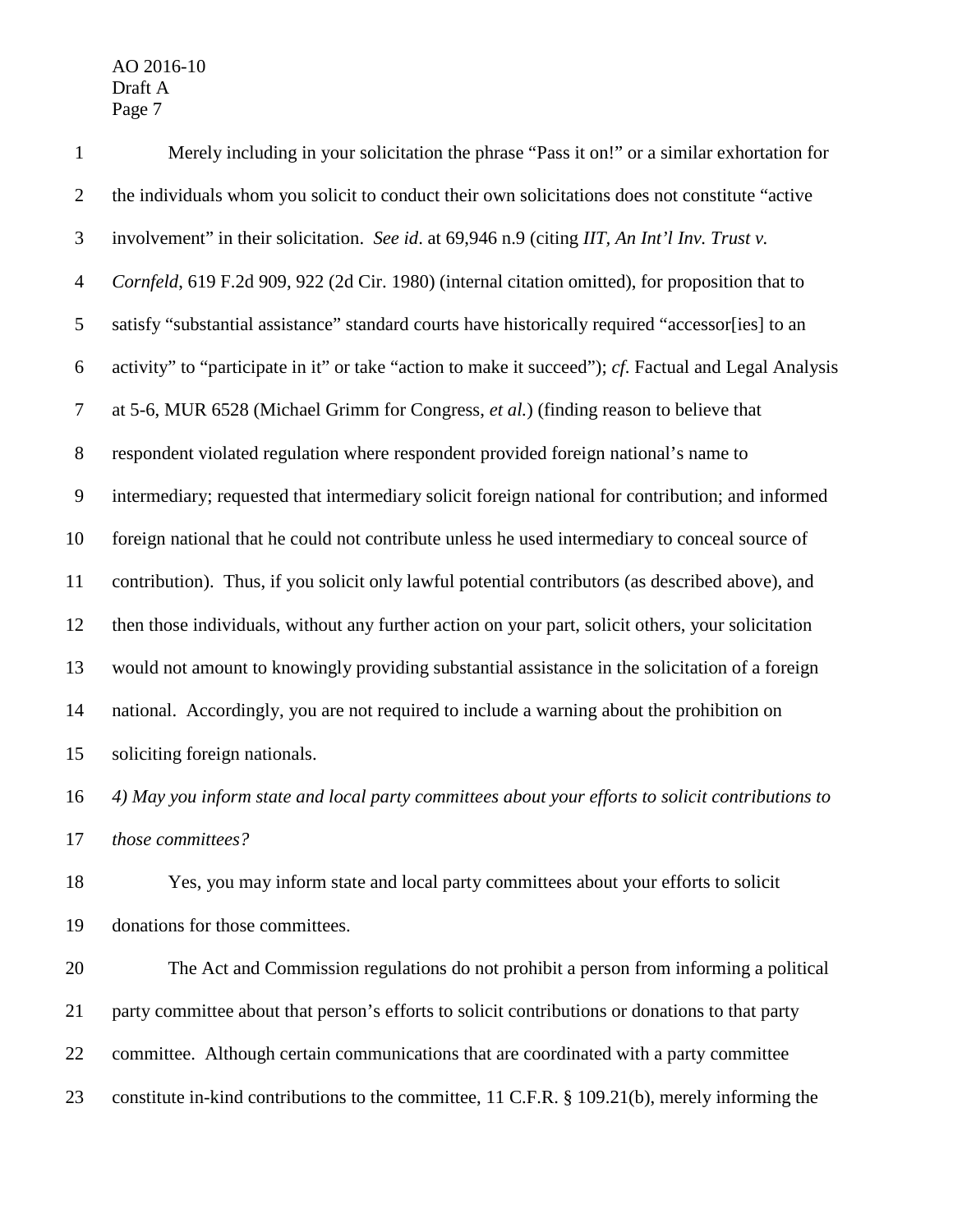Merely including in your solicitation the phrase "Pass it on!" or a similar exhortation for the individuals whom you solicit to conduct their own solicitations does not constitute "active involvement" in their solicitation. *See id*. at 69,946 n.9 (citing *IIT, An Int'l Inv. Trust v. Cornfeld*, 619 F.2d 909, 922 (2d Cir. 1980) (internal citation omitted), for proposition that to satisfy "substantial assistance" standard courts have historically required "accessor[ies] to an activity" to "participate in it" or take "action to make it succeed"); *cf.* Factual and Legal Analysis at 5-6, MUR 6528 (Michael Grimm for Congress, *et al.*) (finding reason to believe that respondent violated regulation where respondent provided foreign national's name to intermediary; requested that intermediary solicit foreign national for contribution; and informed foreign national that he could not contribute unless he used intermediary to conceal source of contribution). Thus, if you solicit only lawful potential contributors (as described above), and then those individuals, without any further action on your part, solicit others, your solicitation would not amount to knowingly providing substantial assistance in the solicitation of a foreign national. Accordingly, you are not required to include a warning about the prohibition on soliciting foreign nationals.

*4) May you inform state and local party committees about your efforts to solicit contributions to those committees?*

Yes, you may inform state and local party committees about your efforts to solicit donations for those committees.

The Act and Commission regulations do not prohibit a person from informing a political party committee about that person's efforts to solicit contributions or donations to that party committee. Although certain communications that are coordinated with a party committee constitute in-kind contributions to the committee, 11 C.F.R. § 109.21(b), merely informing the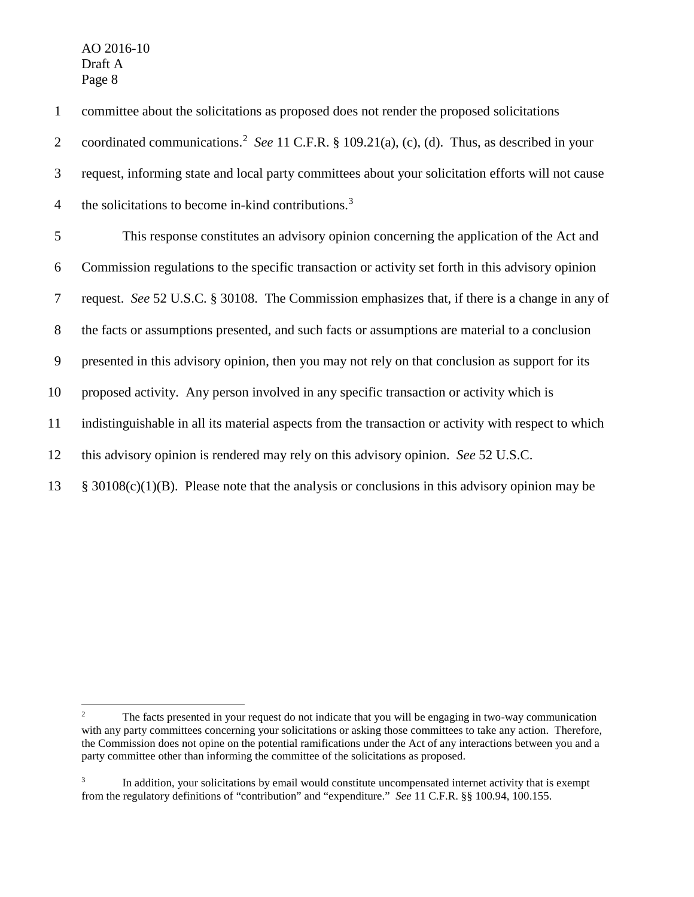committee about the solicitations as proposed does not render the proposed solicitations coordinated communications.[2] *See* 11 C.F.R. § 109.21(a), (c), (d). Thus, as described in your request, informing state and local party committees about your solicitation efforts will not cause the solicitations to become in-kind contributions.[3]

This response constitutes an advisory opinion concerning the application of the Act and Commission regulations to the specific transaction or activity set forth in this advisory opinion request. *See* 52 U.S.C. § 30108. The Commission emphasizes that, if there is a change in any of the facts or assumptions presented, and such facts or assumptions are material to a conclusion presented in this advisory opinion, then you may not rely on that conclusion as support for its proposed activity. Any person involved in any specific transaction or activity which is indistinguishable in all its material aspects from the transaction or activity with respect to which this advisory opinion is rendered may rely on this advisory opinion. *See* 52 U.S.C. § 30108(c)(1)(B). Please note that the analysis or conclusions in this advisory opinion may be

---

[2] The facts presented in your request do not indicate that you will be engaging in two-way communication with any party committees concerning your solicitations or asking those committees to take any action. Therefore, the Commission does not opine on the potential ramifications under the Act of any interactions between you and a party committee other than informing the committee of the solicitations as proposed.

[3] In addition, your solicitations by email would constitute uncompensated internet activity that is exempt from the regulatory definitions of "contribution" and "expenditure." *See* 11 C.F.R. §§ 100.94, 100.155.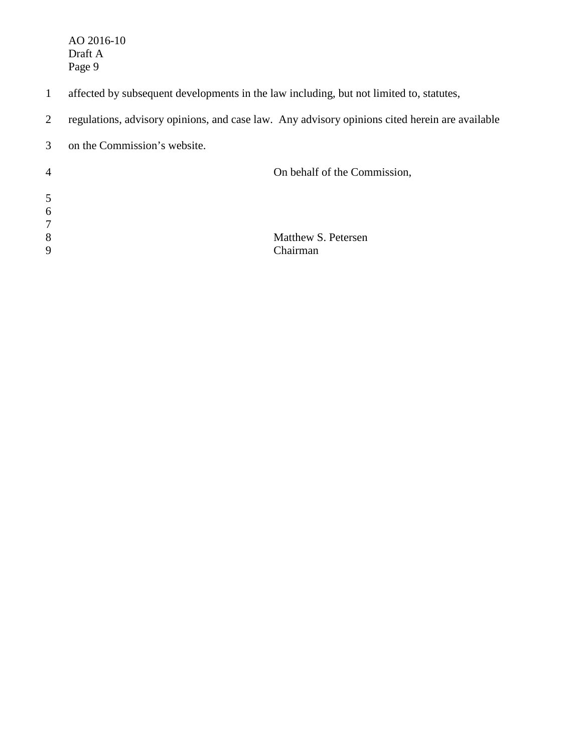affected by subsequent developments in the law including, but not limited to, statutes, regulations, advisory opinions, and case law. Any advisory opinions cited herein are available on the Commission's website.

On behalf of the Commission,

Matthew S. Petersen
Chairman